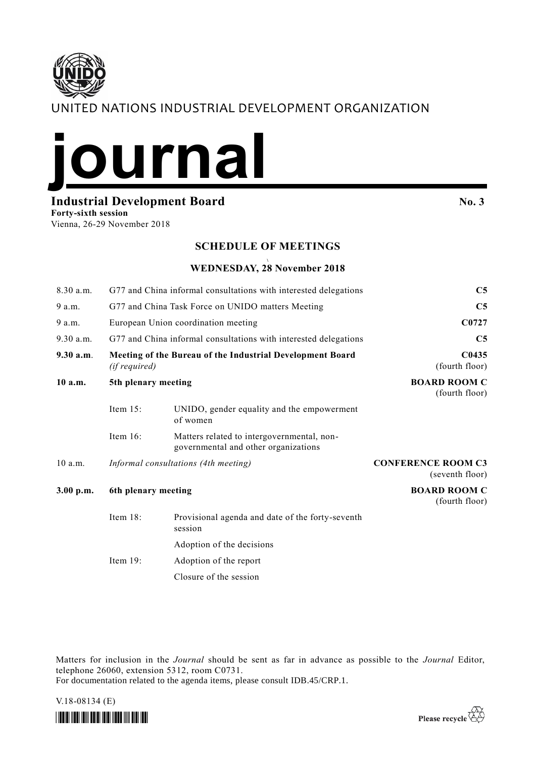UNITED NATIONS INDUSTRIAL DEVELOPMENT ORGANIZATION

# journal

**Industrial Development Board** **No. 3**
**Forty-sixth session**
Vienna, 26-29 November 2018

## SCHEDULE OF MEETINGS

### WEDNESDAY, 28 November 2018

| | | | |
|---|---|---|---|
| 8.30 a.m. | G77 and China informal consultations with interested delegations | | **C5** |
| 9 a.m. | G77 and China Task Force on UNIDO matters Meeting | | **C5** |
| 9 a.m. | European Union coordination meeting | | **C0727** |
| 9.30 a.m. | G77 and China informal consultations with interested delegations | | **C5** |
| **9.30 a.m**. | **Meeting of the Bureau of the Industrial Development Board** *(if required)* | | **C0435** (fourth floor) |
| **10 a.m.** | **5th plenary meeting** | | **BOARD ROOM C** (fourth floor) |
| | Item 15: | UNIDO, gender equality and the empowerment of women | |
| | Item 16: | Matters related to intergovernmental, non-governmental and other organizations | |
| 10 a.m. | *Informal consultations (4th meeting)* | | **CONFERENCE ROOM C3** (seventh floor) |
| **3.00 p.m.** | **6th plenary meeting** | | **BOARD ROOM C** (fourth floor) |
| | Item 18: | Provisional agenda and date of the forty-seventh session | |
| | | Adoption of the decisions | |
| | Item 19: | Adoption of the report | |
| | | Closure of the session | |

Matters for inclusion in the *Journal* should be sent as far in advance as possible to the *Journal* Editor, telephone 26060, extension 5312, room C0731.
For documentation related to the agenda items, please consult IDB.45/CRP.1.

V.18-08134 (E)

Please recycle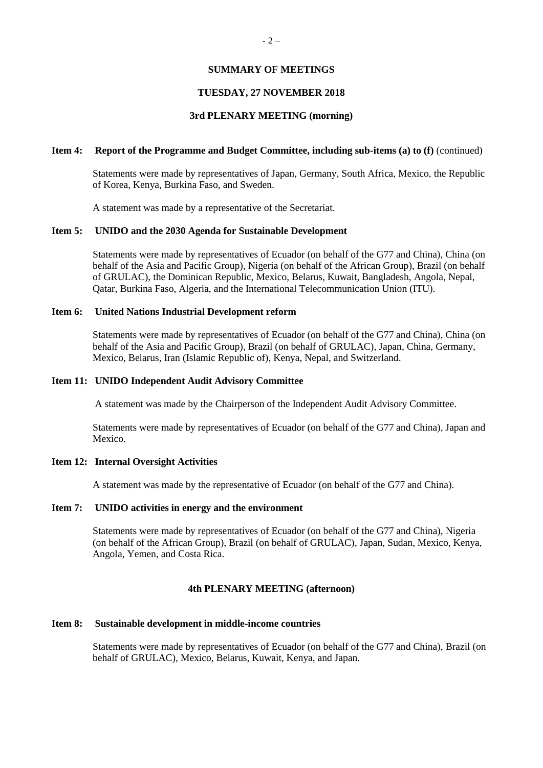## SUMMARY OF MEETINGS

### TUESDAY, 27 NOVEMBER 2018

### 3rd PLENARY MEETING (morning)

**Item 4: Report of the Programme and Budget Committee, including sub-items (a) to (f)** (continued)

Statements were made by representatives of Japan, Germany, South Africa, Mexico, the Republic of Korea, Kenya, Burkina Faso, and Sweden.

A statement was made by a representative of the Secretariat.

**Item 5: UNIDO and the 2030 Agenda for Sustainable Development**

Statements were made by representatives of Ecuador (on behalf of the G77 and China), China (on behalf of the Asia and Pacific Group), Nigeria (on behalf of the African Group), Brazil (on behalf of GRULAC), the Dominican Republic, Mexico, Belarus, Kuwait, Bangladesh, Angola, Nepal, Qatar, Burkina Faso, Algeria, and the International Telecommunication Union (ITU).

**Item 6: United Nations Industrial Development reform**

Statements were made by representatives of Ecuador (on behalf of the G77 and China), China (on behalf of the Asia and Pacific Group), Brazil (on behalf of GRULAC), Japan, China, Germany, Mexico, Belarus, Iran (Islamic Republic of), Kenya, Nepal, and Switzerland.

**Item 11: UNIDO Independent Audit Advisory Committee**

A statement was made by the Chairperson of the Independent Audit Advisory Committee.

Statements were made by representatives of Ecuador (on behalf of the G77 and China), Japan and Mexico.

**Item 12: Internal Oversight Activities**

A statement was made by the representative of Ecuador (on behalf of the G77 and China).

**Item 7: UNIDO activities in energy and the environment**

Statements were made by representatives of Ecuador (on behalf of the G77 and China), Nigeria (on behalf of the African Group), Brazil (on behalf of GRULAC), Japan, Sudan, Mexico, Kenya, Angola, Yemen, and Costa Rica.

### 4th PLENARY MEETING (afternoon)

**Item 8: Sustainable development in middle-income countries**

Statements were made by representatives of Ecuador (on behalf of the G77 and China), Brazil (on behalf of GRULAC), Mexico, Belarus, Kuwait, Kenya, and Japan.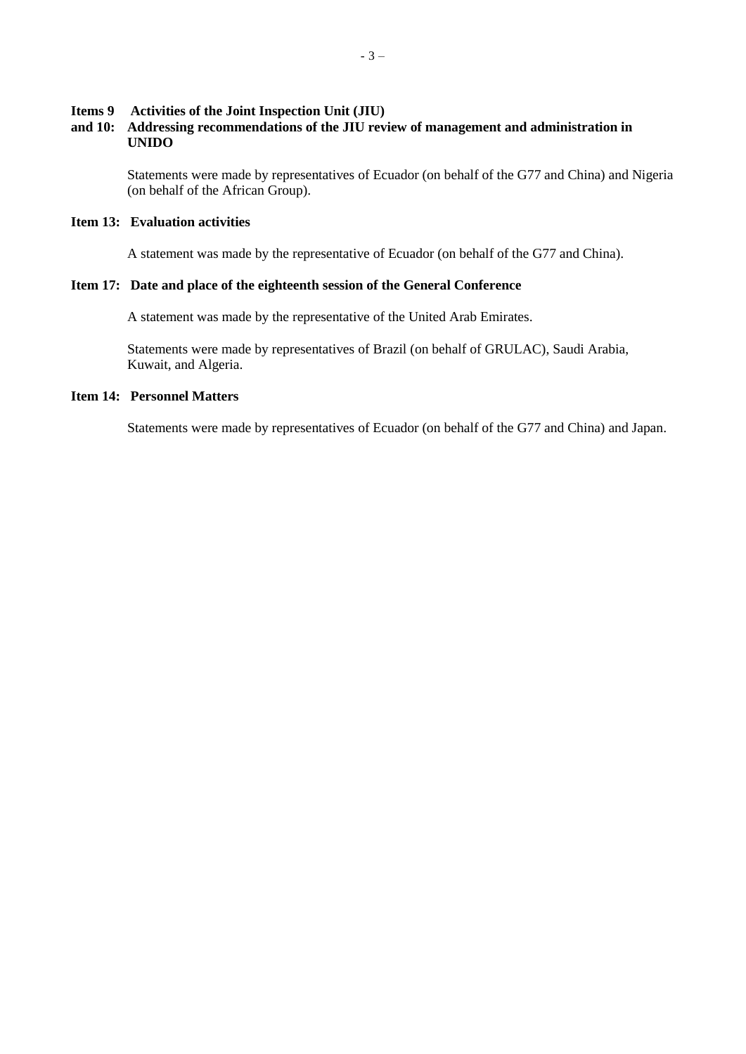**Items 9 and 10: Activities of the Joint Inspection Unit (JIU)**
**Addressing recommendations of the JIU review of management and administration in UNIDO**

Statements were made by representatives of Ecuador (on behalf of the G77 and China) and Nigeria (on behalf of the African Group).

**Item 13: Evaluation activities**

A statement was made by the representative of Ecuador (on behalf of the G77 and China).

**Item 17: Date and place of the eighteenth session of the General Conference**

A statement was made by the representative of the United Arab Emirates.

Statements were made by representatives of Brazil (on behalf of GRULAC), Saudi Arabia, Kuwait, and Algeria.

**Item 14: Personnel Matters**

Statements were made by representatives of Ecuador (on behalf of the G77 and China) and Japan.